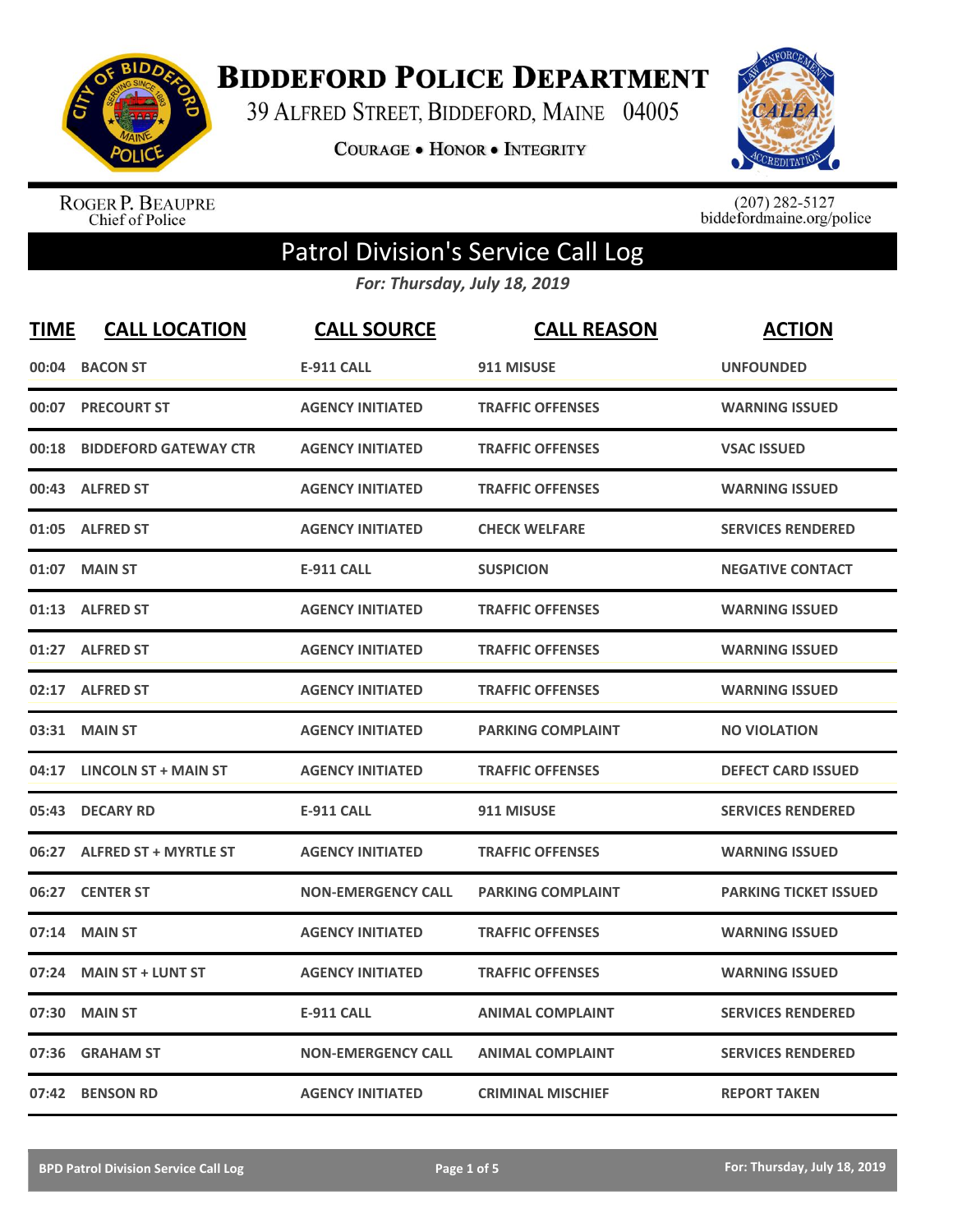# Biddeford Police Department

39 Alfred Street, Biddeford, Maine 04005

Courage • Honor • Integrity

Roger P. Beaupre
Chief of Police

(207) 282-5127
biddefordmaine.org/police

## Patrol Division's Service Call Log

*For: Thursday, July 18, 2019*

| TIME | CALL LOCATION | CALL SOURCE | CALL REASON | ACTION |
|---|---|---|---|---|
| 00:04 | BACON ST | E-911 CALL | 911 MISUSE | UNFOUNDED |
| 00:07 | PRECOURT ST | AGENCY INITIATED | TRAFFIC OFFENSES | WARNING ISSUED |
| 00:18 | BIDDEFORD GATEWAY CTR | AGENCY INITIATED | TRAFFIC OFFENSES | VSAC ISSUED |
| 00:43 | ALFRED ST | AGENCY INITIATED | TRAFFIC OFFENSES | WARNING ISSUED |
| 01:05 | ALFRED ST | AGENCY INITIATED | CHECK WELFARE | SERVICES RENDERED |
| 01:07 | MAIN ST | E-911 CALL | SUSPICION | NEGATIVE CONTACT |
| 01:13 | ALFRED ST | AGENCY INITIATED | TRAFFIC OFFENSES | WARNING ISSUED |
| 01:27 | ALFRED ST | AGENCY INITIATED | TRAFFIC OFFENSES | WARNING ISSUED |
| 02:17 | ALFRED ST | AGENCY INITIATED | TRAFFIC OFFENSES | WARNING ISSUED |
| 03:31 | MAIN ST | AGENCY INITIATED | PARKING COMPLAINT | NO VIOLATION |
| 04:17 | LINCOLN ST + MAIN ST | AGENCY INITIATED | TRAFFIC OFFENSES | DEFECT CARD ISSUED |
| 05:43 | DECARY RD | E-911 CALL | 911 MISUSE | SERVICES RENDERED |
| 06:27 | ALFRED ST + MYRTLE ST | AGENCY INITIATED | TRAFFIC OFFENSES | WARNING ISSUED |
| 06:27 | CENTER ST | NON-EMERGENCY CALL | PARKING COMPLAINT | PARKING TICKET ISSUED |
| 07:14 | MAIN ST | AGENCY INITIATED | TRAFFIC OFFENSES | WARNING ISSUED |
| 07:24 | MAIN ST + LUNT ST | AGENCY INITIATED | TRAFFIC OFFENSES | WARNING ISSUED |
| 07:30 | MAIN ST | E-911 CALL | ANIMAL COMPLAINT | SERVICES RENDERED |
| 07:36 | GRAHAM ST | NON-EMERGENCY CALL | ANIMAL COMPLAINT | SERVICES RENDERED |
| 07:42 | BENSON RD | AGENCY INITIATED | CRIMINAL MISCHIEF | REPORT TAKEN |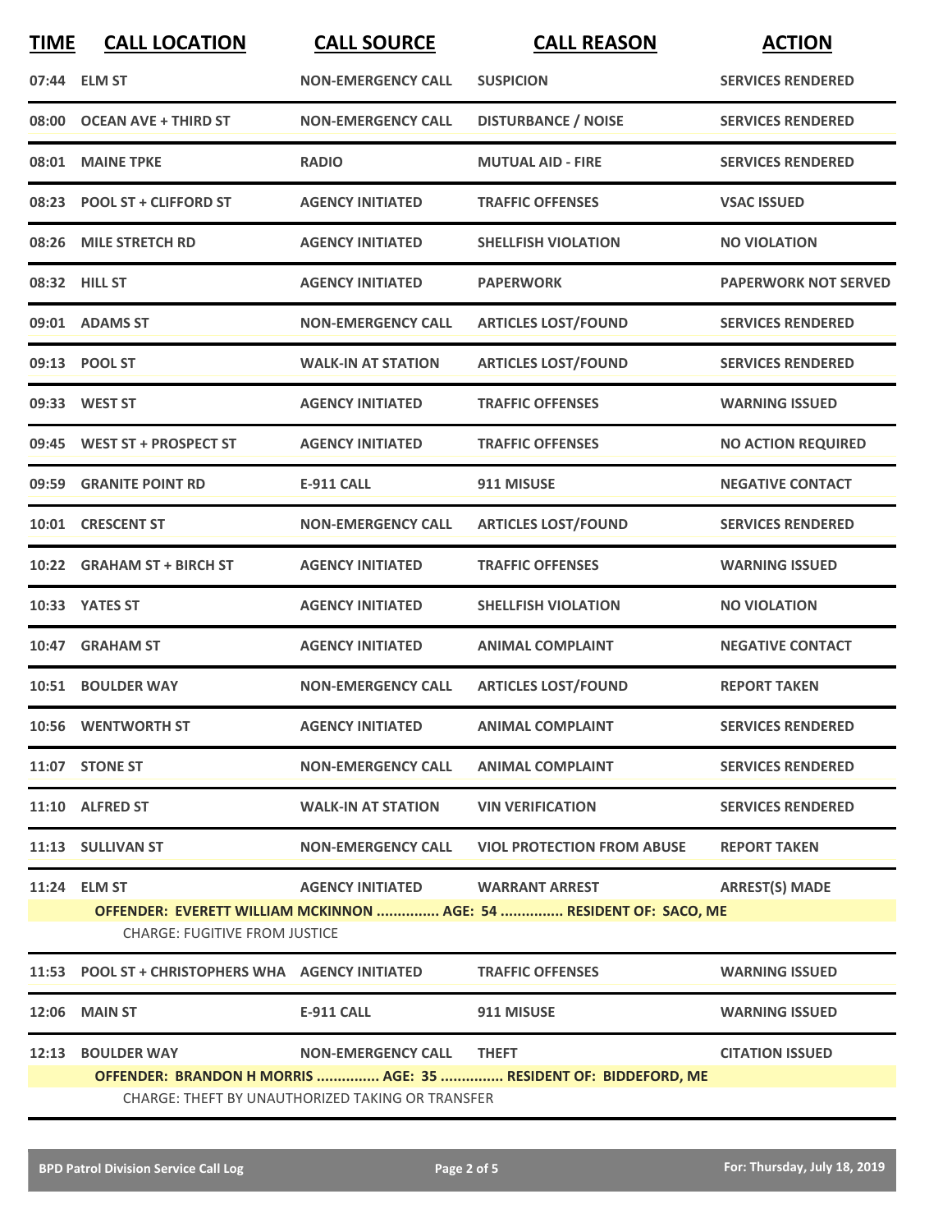| TIME | CALL LOCATION | CALL SOURCE | CALL REASON | ACTION |
|---|---|---|---|---|
| 07:44 | ELM ST | NON-EMERGENCY CALL | SUSPICION | SERVICES RENDERED |
| 08:00 | OCEAN AVE + THIRD ST | NON-EMERGENCY CALL | DISTURBANCE / NOISE | SERVICES RENDERED |
| 08:01 | MAINE TPKE | RADIO | MUTUAL AID - FIRE | SERVICES RENDERED |
| 08:23 | POOL ST + CLIFFORD ST | AGENCY INITIATED | TRAFFIC OFFENSES | VSAC ISSUED |
| 08:26 | MILE STRETCH RD | AGENCY INITIATED | SHELLFISH VIOLATION | NO VIOLATION |
| 08:32 | HILL ST | AGENCY INITIATED | PAPERWORK | PAPERWORK NOT SERVED |
| 09:01 | ADAMS ST | NON-EMERGENCY CALL | ARTICLES LOST/FOUND | SERVICES RENDERED |
| 09:13 | POOL ST | WALK-IN AT STATION | ARTICLES LOST/FOUND | SERVICES RENDERED |
| 09:33 | WEST ST | AGENCY INITIATED | TRAFFIC OFFENSES | WARNING ISSUED |
| 09:45 | WEST ST + PROSPECT ST | AGENCY INITIATED | TRAFFIC OFFENSES | NO ACTION REQUIRED |
| 09:59 | GRANITE POINT RD | E-911 CALL | 911 MISUSE | NEGATIVE CONTACT |
| 10:01 | CRESCENT ST | NON-EMERGENCY CALL | ARTICLES LOST/FOUND | SERVICES RENDERED |
| 10:22 | GRAHAM ST + BIRCH ST | AGENCY INITIATED | TRAFFIC OFFENSES | WARNING ISSUED |
| 10:33 | YATES ST | AGENCY INITIATED | SHELLFISH VIOLATION | NO VIOLATION |
| 10:47 | GRAHAM ST | AGENCY INITIATED | ANIMAL COMPLAINT | NEGATIVE CONTACT |
| 10:51 | BOULDER WAY | NON-EMERGENCY CALL | ARTICLES LOST/FOUND | REPORT TAKEN |
| 10:56 | WENTWORTH ST | AGENCY INITIATED | ANIMAL COMPLAINT | SERVICES RENDERED |
| 11:07 | STONE ST | NON-EMERGENCY CALL | ANIMAL COMPLAINT | SERVICES RENDERED |
| 11:10 | ALFRED ST | WALK-IN AT STATION | VIN VERIFICATION | SERVICES RENDERED |
| 11:13 | SULLIVAN ST | NON-EMERGENCY CALL | VIOL PROTECTION FROM ABUSE | REPORT TAKEN |
| 11:24 | ELM ST | AGENCY INITIATED | WARRANT ARREST | ARREST(S) MADE |
| | **OFFENDER: EVERETT WILLIAM MCKINNON ............... AGE: 54 ............... RESIDENT OF: SACO, ME** | | | |
| | CHARGE: FUGITIVE FROM JUSTICE | | | |
| 11:53 | POOL ST + CHRISTOPHERS WHA | AGENCY INITIATED | TRAFFIC OFFENSES | WARNING ISSUED |
| 12:06 | MAIN ST | E-911 CALL | 911 MISUSE | WARNING ISSUED |
| 12:13 | BOULDER WAY | NON-EMERGENCY CALL | THEFT | CITATION ISSUED |
| | **OFFENDER: BRANDON H MORRIS ............... AGE: 35 ............... RESIDENT OF: BIDDEFORD, ME** | | | |
| | CHARGE: THEFT BY UNAUTHORIZED TAKING OR TRANSFER | | | |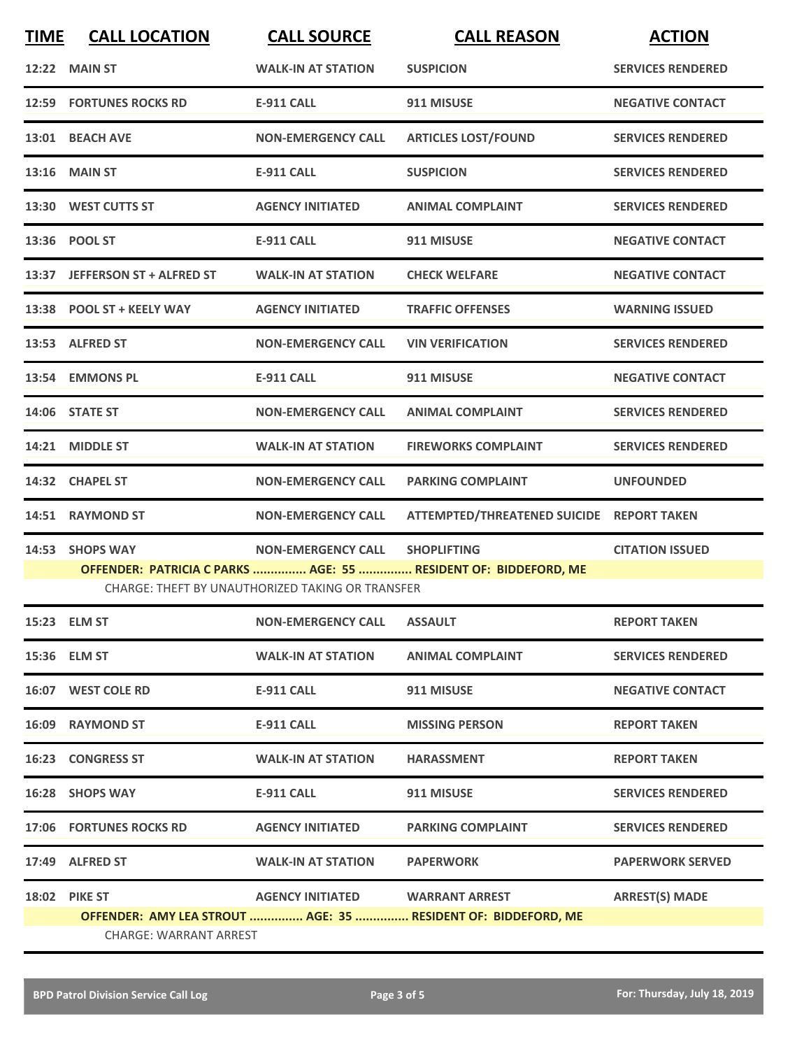| TIME | CALL LOCATION | CALL SOURCE | CALL REASON | ACTION |
|---|---|---|---|---|
| 12:22 | MAIN ST | WALK-IN AT STATION | SUSPICION | SERVICES RENDERED |
| 12:59 | FORTUNES ROCKS RD | E-911 CALL | 911 MISUSE | NEGATIVE CONTACT |
| 13:01 | BEACH AVE | NON-EMERGENCY CALL | ARTICLES LOST/FOUND | SERVICES RENDERED |
| 13:16 | MAIN ST | E-911 CALL | SUSPICION | SERVICES RENDERED |
| 13:30 | WEST CUTTS ST | AGENCY INITIATED | ANIMAL COMPLAINT | SERVICES RENDERED |
| 13:36 | POOL ST | E-911 CALL | 911 MISUSE | NEGATIVE CONTACT |
| 13:37 | JEFFERSON ST + ALFRED ST | WALK-IN AT STATION | CHECK WELFARE | NEGATIVE CONTACT |
| 13:38 | POOL ST + KEELY WAY | AGENCY INITIATED | TRAFFIC OFFENSES | WARNING ISSUED |
| 13:53 | ALFRED ST | NON-EMERGENCY CALL | VIN VERIFICATION | SERVICES RENDERED |
| 13:54 | EMMONS PL | E-911 CALL | 911 MISUSE | NEGATIVE CONTACT |
| 14:06 | STATE ST | NON-EMERGENCY CALL | ANIMAL COMPLAINT | SERVICES RENDERED |
| 14:21 | MIDDLE ST | WALK-IN AT STATION | FIREWORKS COMPLAINT | SERVICES RENDERED |
| 14:32 | CHAPEL ST | NON-EMERGENCY CALL | PARKING COMPLAINT | UNFOUNDED |
| 14:51 | RAYMOND ST | NON-EMERGENCY CALL | ATTEMPTED/THREATENED SUICIDE | REPORT TAKEN |
| 14:53 | SHOPS WAY | NON-EMERGENCY CALL | SHOPLIFTING | CITATION ISSUED |
| | OFFENDER: PATRICIA C PARKS ............... AGE: 55 ............... RESIDENT OF: BIDDEFORD, ME | | | |
| | CHARGE: THEFT BY UNAUTHORIZED TAKING OR TRANSFER | | | |
| 15:23 | ELM ST | NON-EMERGENCY CALL | ASSAULT | REPORT TAKEN |
| 15:36 | ELM ST | WALK-IN AT STATION | ANIMAL COMPLAINT | SERVICES RENDERED |
| 16:07 | WEST COLE RD | E-911 CALL | 911 MISUSE | NEGATIVE CONTACT |
| 16:09 | RAYMOND ST | E-911 CALL | MISSING PERSON | REPORT TAKEN |
| 16:23 | CONGRESS ST | WALK-IN AT STATION | HARASSMENT | REPORT TAKEN |
| 16:28 | SHOPS WAY | E-911 CALL | 911 MISUSE | SERVICES RENDERED |
| 17:06 | FORTUNES ROCKS RD | AGENCY INITIATED | PARKING COMPLAINT | SERVICES RENDERED |
| 17:49 | ALFRED ST | WALK-IN AT STATION | PAPERWORK | PAPERWORK SERVED |
| 18:02 | PIKE ST | AGENCY INITIATED | WARRANT ARREST | ARREST(S) MADE |
| | OFFENDER: AMY LEA STROUT ............... AGE: 35 ............... RESIDENT OF: BIDDEFORD, ME | | | |
| | CHARGE: WARRANT ARREST | | | |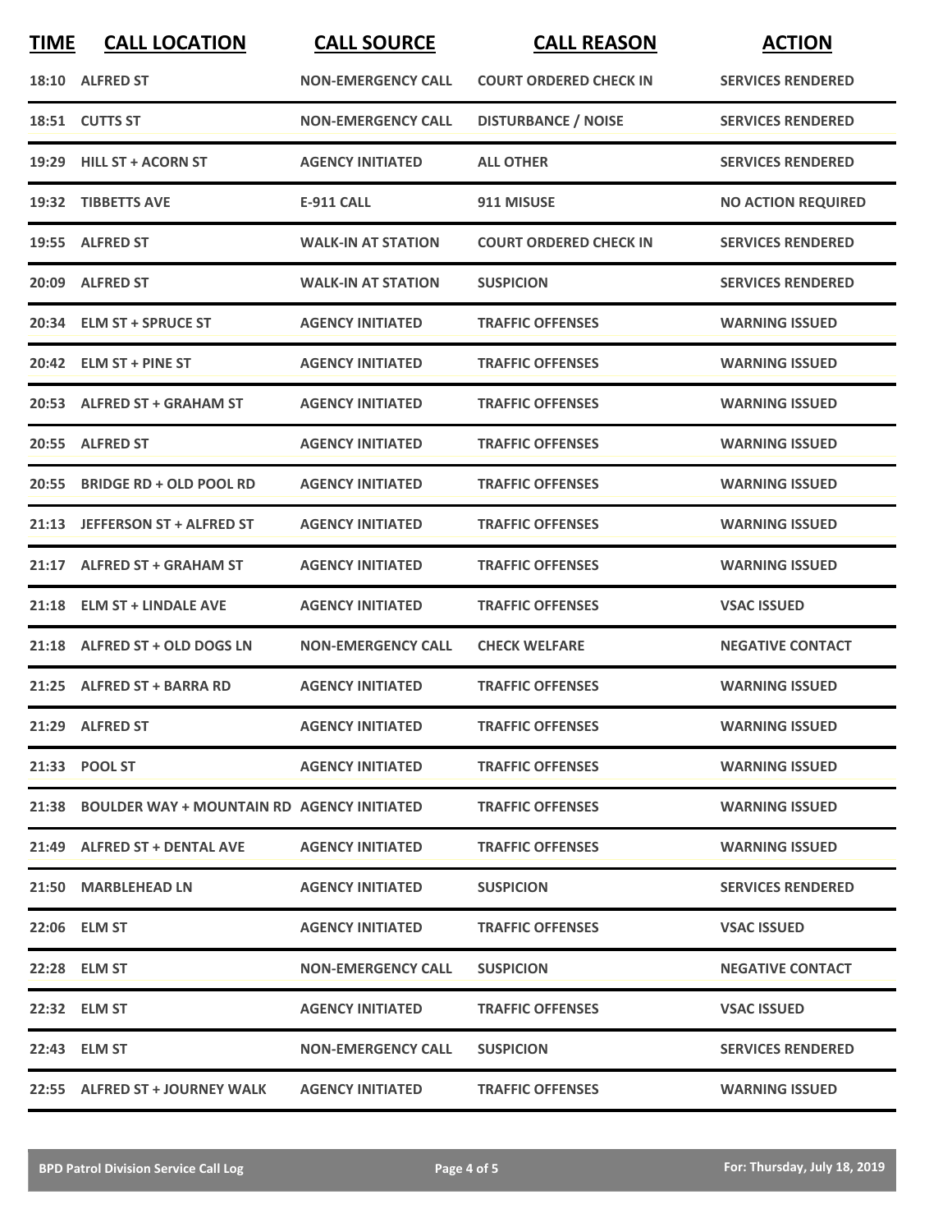| TIME | CALL LOCATION | CALL SOURCE | CALL REASON | ACTION |
|---|---|---|---|---|
| 18:10 | ALFRED ST | NON-EMERGENCY CALL | COURT ORDERED CHECK IN | SERVICES RENDERED |
| 18:51 | CUTTS ST | NON-EMERGENCY CALL | DISTURBANCE / NOISE | SERVICES RENDERED |
| 19:29 | HILL ST + ACORN ST | AGENCY INITIATED | ALL OTHER | SERVICES RENDERED |
| 19:32 | TIBBETTS AVE | E-911 CALL | 911 MISUSE | NO ACTION REQUIRED |
| 19:55 | ALFRED ST | WALK-IN AT STATION | COURT ORDERED CHECK IN | SERVICES RENDERED |
| 20:09 | ALFRED ST | WALK-IN AT STATION | SUSPICION | SERVICES RENDERED |
| 20:34 | ELM ST + SPRUCE ST | AGENCY INITIATED | TRAFFIC OFFENSES | WARNING ISSUED |
| 20:42 | ELM ST + PINE ST | AGENCY INITIATED | TRAFFIC OFFENSES | WARNING ISSUED |
| 20:53 | ALFRED ST + GRAHAM ST | AGENCY INITIATED | TRAFFIC OFFENSES | WARNING ISSUED |
| 20:55 | ALFRED ST | AGENCY INITIATED | TRAFFIC OFFENSES | WARNING ISSUED |
| 20:55 | BRIDGE RD + OLD POOL RD | AGENCY INITIATED | TRAFFIC OFFENSES | WARNING ISSUED |
| 21:13 | JEFFERSON ST + ALFRED ST | AGENCY INITIATED | TRAFFIC OFFENSES | WARNING ISSUED |
| 21:17 | ALFRED ST + GRAHAM ST | AGENCY INITIATED | TRAFFIC OFFENSES | WARNING ISSUED |
| 21:18 | ELM ST + LINDALE AVE | AGENCY INITIATED | TRAFFIC OFFENSES | VSAC ISSUED |
| 21:18 | ALFRED ST + OLD DOGS LN | NON-EMERGENCY CALL | CHECK WELFARE | NEGATIVE CONTACT |
| 21:25 | ALFRED ST + BARRA RD | AGENCY INITIATED | TRAFFIC OFFENSES | WARNING ISSUED |
| 21:29 | ALFRED ST | AGENCY INITIATED | TRAFFIC OFFENSES | WARNING ISSUED |
| 21:33 | POOL ST | AGENCY INITIATED | TRAFFIC OFFENSES | WARNING ISSUED |
| 21:38 | BOULDER WAY + MOUNTAIN RD | AGENCY INITIATED | TRAFFIC OFFENSES | WARNING ISSUED |
| 21:49 | ALFRED ST + DENTAL AVE | AGENCY INITIATED | TRAFFIC OFFENSES | WARNING ISSUED |
| 21:50 | MARBLEHEAD LN | AGENCY INITIATED | SUSPICION | SERVICES RENDERED |
| 22:06 | ELM ST | AGENCY INITIATED | TRAFFIC OFFENSES | VSAC ISSUED |
| 22:28 | ELM ST | NON-EMERGENCY CALL | SUSPICION | NEGATIVE CONTACT |
| 22:32 | ELM ST | AGENCY INITIATED | TRAFFIC OFFENSES | VSAC ISSUED |
| 22:43 | ELM ST | NON-EMERGENCY CALL | SUSPICION | SERVICES RENDERED |
| 22:55 | ALFRED ST + JOURNEY WALK | AGENCY INITIATED | TRAFFIC OFFENSES | WARNING ISSUED |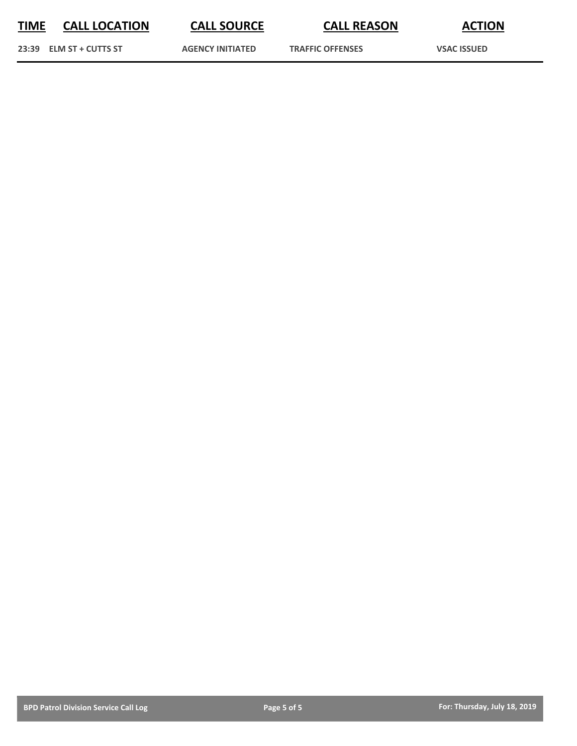| TIME | CALL LOCATION | CALL SOURCE | CALL REASON | ACTION |
| --- | --- | --- | --- | --- |
| 23:39 | ELM ST + CUTTS ST | AGENCY INITIATED | TRAFFIC OFFENSES | VSAC ISSUED |